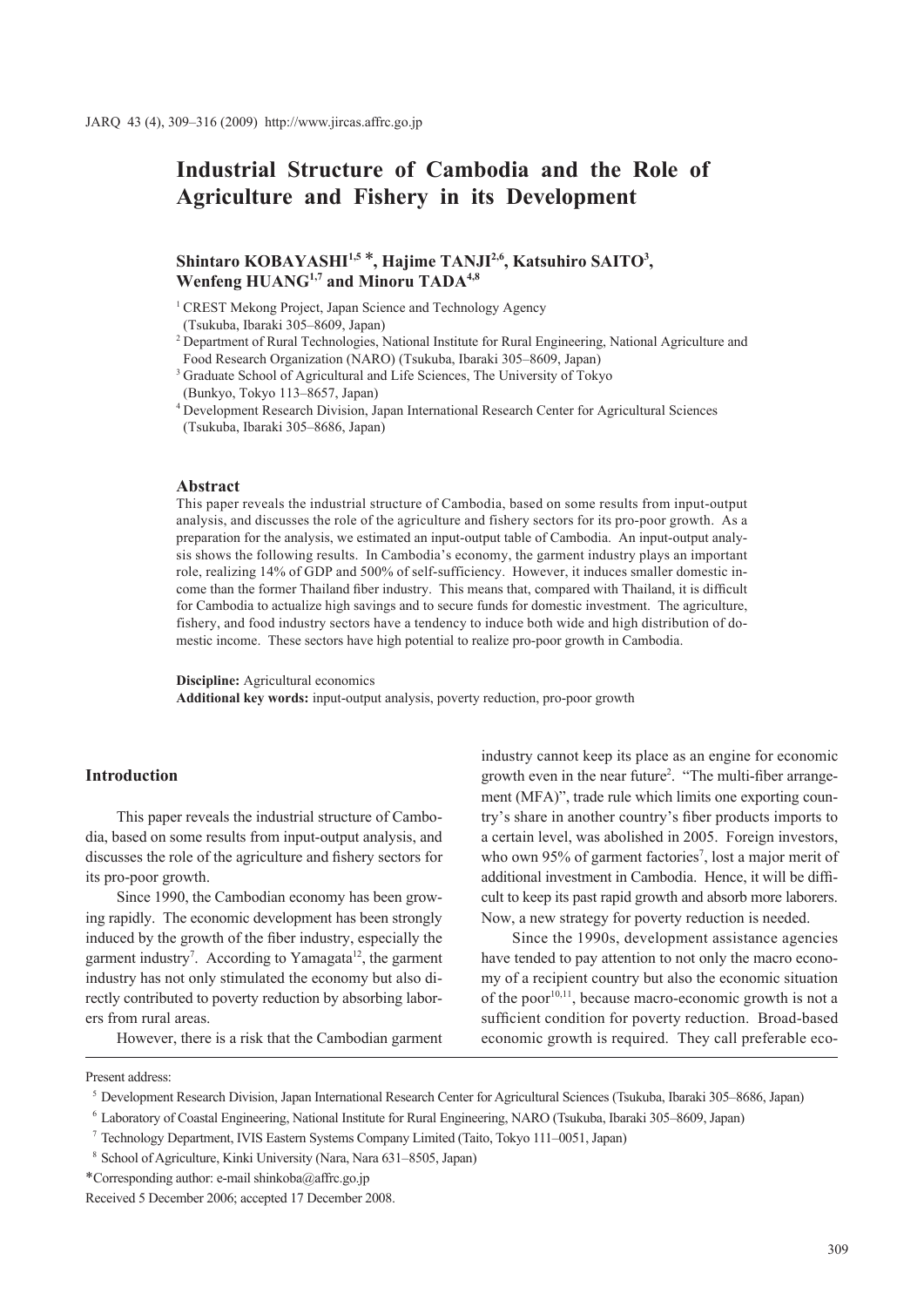# Industrial Structure of Cambodia and the Role of Agriculture and Fishery in its Development

**Shintaro KOBAYASHI[1,5]*, Hajime TANJI[2,6], Katsuhiro SAITO[3], Wenfeng HUANG[1,7] and Minoru TADA[4,8]**

[1] CREST Mekong Project, Japan Science and Technology Agency (Tsukuba, Ibaraki 305–8609, Japan)

[2] Department of Rural Technologies, National Institute for Rural Engineering, National Agriculture and Food Research Organization (NARO) (Tsukuba, Ibaraki 305–8609, Japan)

[3] Graduate School of Agricultural and Life Sciences, The University of Tokyo (Bunkyo, Tokyo 113–8657, Japan)

[4] Development Research Division, Japan International Research Center for Agricultural Sciences (Tsukuba, Ibaraki 305–8686, Japan)

### Abstract

This paper reveals the industrial structure of Cambodia, based on some results from input-output analysis, and discusses the role of the agriculture and fishery sectors for its pro-poor growth. As a preparation for the analysis, we estimated an input-output table of Cambodia. An input-output analysis shows the following results. In Cambodia's economy, the garment industry plays an important role, realizing 14% of GDP and 500% of self-sufficiency. However, it induces smaller domestic income than the former Thailand fiber industry. This means that, compared with Thailand, it is difficult for Cambodia to actualize high savings and to secure funds for domestic investment. The agriculture, fishery, and food industry sectors have a tendency to induce both wide and high distribution of domestic income. These sectors have high potential to realize pro-poor growth in Cambodia.

**Discipline:** Agricultural economics
**Additional key words:** input-output analysis, poverty reduction, pro-poor growth

## Introduction

This paper reveals the industrial structure of Cambodia, based on some results from input-output analysis, and discusses the role of the agriculture and fishery sectors for its pro-poor growth.

Since 1990, the Cambodian economy has been growing rapidly. The economic development has been strongly induced by the growth of the fiber industry, especially the garment industry[7]. According to Yamagata[12], the garment industry has not only stimulated the economy but also directly contributed to poverty reduction by absorbing laborers from rural areas.

However, there is a risk that the Cambodian garment industry cannot keep its place as an engine for economic growth even in the near future[2]. "The multi-fiber arrangement (MFA)", trade rule which limits one exporting country's share in another country's fiber products imports to a certain level, was abolished in 2005. Foreign investors, who own 95% of garment factories[7], lost a major merit of additional investment in Cambodia. Hence, it will be difficult to keep its past rapid growth and absorb more laborers. Now, a new strategy for poverty reduction is needed.

Since the 1990s, development assistance agencies have tended to pay attention to not only the macro economy of a recipient country but also the economic situation of the poor[10,11], because macro-economic growth is not a sufficient condition for poverty reduction. Broad-based economic growth is required. They call preferable eco-

---

Present address:

[5] Development Research Division, Japan International Research Center for Agricultural Sciences (Tsukuba, Ibaraki 305–8686, Japan)

[6] Laboratory of Coastal Engineering, National Institute for Rural Engineering, NARO (Tsukuba, Ibaraki 305–8609, Japan)

[7] Technology Department, IVIS Eastern Systems Company Limited (Taito, Tokyo 111–0051, Japan)

[8] School of Agriculture, Kinki University (Nara, Nara 631–8505, Japan)

*Corresponding author: e-mail shinkoba@affrc.go.jp

Received 5 December 2006; accepted 17 December 2008.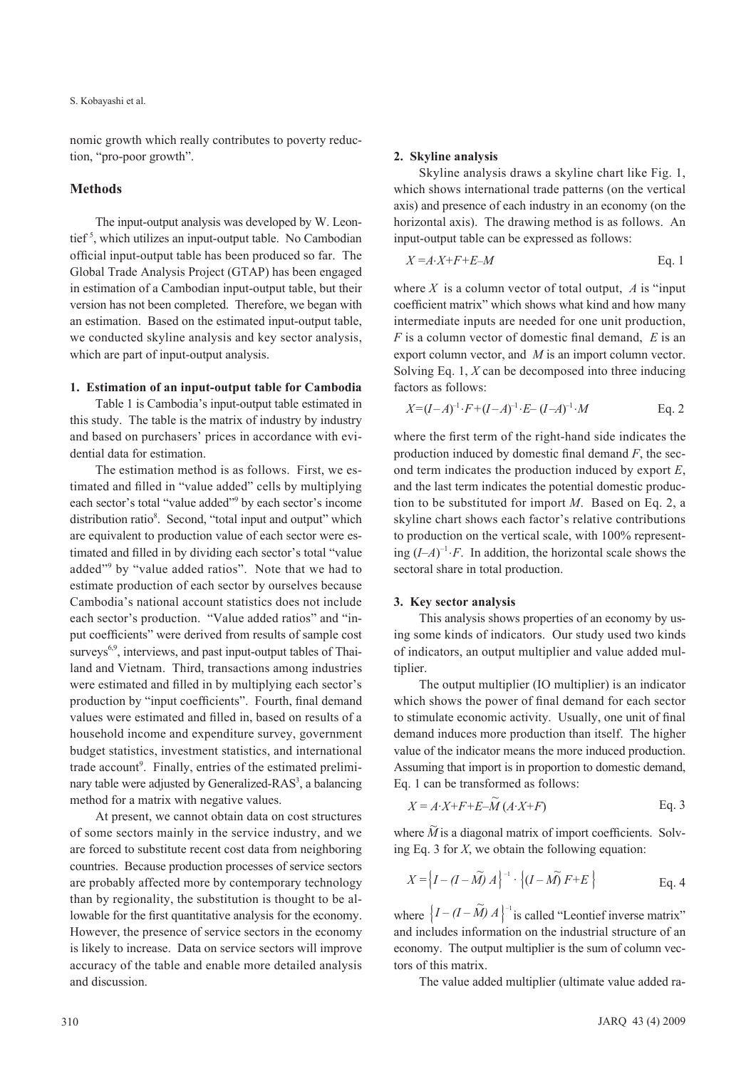nomic growth which really contributes to poverty reduction, "pro-poor growth".

## Methods

The input-output analysis was developed by W. Leontief [5], which utilizes an input-output table. No Cambodian official input-output table has been produced so far. The Global Trade Analysis Project (GTAP) has been engaged in estimation of a Cambodian input-output table, but their version has not been completed. Therefore, we began with an estimation. Based on the estimated input-output table, we conducted skyline analysis and key sector analysis, which are part of input-output analysis.

### 1. Estimation of an input-output table for Cambodia

Table 1 is Cambodia's input-output table estimated in this study. The table is the matrix of industry by industry and based on purchasers' prices in accordance with evidential data for estimation.

The estimation method is as follows. First, we estimated and filled in "value added" cells by multiplying each sector's total "value added"[9] by each sector's income distribution ratio[8]. Second, "total input and output" which are equivalent to production value of each sector were estimated and filled in by dividing each sector's total "value added"[9] by "value added ratios". Note that we had to estimate production of each sector by ourselves because Cambodia's national account statistics does not include each sector's production. "Value added ratios" and "input coefficients" were derived from results of sample cost surveys[6,9], interviews, and past input-output tables of Thailand and Vietnam. Third, transactions among industries were estimated and filled in by multiplying each sector's production by "input coefficients". Fourth, final demand values were estimated and filled in, based on results of a household income and expenditure survey, government budget statistics, investment statistics, and international trade account[9]. Finally, entries of the estimated preliminary table were adjusted by Generalized-RAS[3], a balancing method for a matrix with negative values.

At present, we cannot obtain data on cost structures of some sectors mainly in the service industry, and we are forced to substitute recent cost data from neighboring countries. Because production processes of service sectors are probably affected more by contemporary technology than by regionality, the substitution is thought to be allowable for the first quantitative analysis for the economy. However, the presence of service sectors in the economy is likely to increase. Data on service sectors will improve accuracy of the table and enable more detailed analysis and discussion.

### 2. Skyline analysis

Skyline analysis draws a skyline chart like Fig. 1, which shows international trade patterns (on the vertical axis) and presence of each industry in an economy (on the horizontal axis). The drawing method is as follows. An input-output table can be expressed as follows:

$$X = A \cdot X + F + E - M \qquad \text{Eq. 1}$$

where $X$ is a column vector of total output, $A$ is "input coefficient matrix" which shows what kind and how many intermediate inputs are needed for one unit production, $F$ is a column vector of domestic final demand, $E$ is an export column vector, and $M$ is an import column vector. Solving Eq. 1, $X$ can be decomposed into three inducing factors as follows:

$$X = (I - A)^{-1} \cdot F + (I - A)^{-1} \cdot E - (I - A)^{-1} \cdot M \qquad \text{Eq. 2}$$

where the first term of the right-hand side indicates the production induced by domestic final demand $F$, the second term indicates the production induced by export $E$, and the last term indicates the potential domestic production to be substituted for import $M$. Based on Eq. 2, a skyline chart shows each factor's relative contributions to production on the vertical scale, with 100% representing $(I - A)^{-1} \cdot F$. In addition, the horizontal scale shows the sectoral share in total production.

### 3. Key sector analysis

This analysis shows properties of an economy by using some kinds of indicators. Our study used two kinds of indicators, an output multiplier and value added multiplier.

The output multiplier (IO multiplier) is an indicator which shows the power of final demand for each sector to stimulate economic activity. Usually, one unit of final demand induces more production than itself. The higher value of the indicator means the more induced production. Assuming that import is in proportion to domestic demand, Eq. 1 can be transformed as follows:

$$X = A \cdot X + F + E - \widetilde{M} (A \cdot X + F) \qquad \text{Eq. 3}$$

where $\widetilde{M}$ is a diagonal matrix of import coefficients. Solving Eq. 3 for $X$, we obtain the following equation:

$$X = \left\{ I - (I - \widetilde{M}) A \right\}^{-1} \cdot \left\{ (I - \widetilde{M}) F + E \right\} \qquad \text{Eq. 4}$$

where $\left\{ I - (I - \widetilde{M}) A \right\}^{-1}$ is called "Leontief inverse matrix" and includes information on the industrial structure of an economy. The output multiplier is the sum of column vectors of this matrix.

The value added multiplier (ultimate value added ra-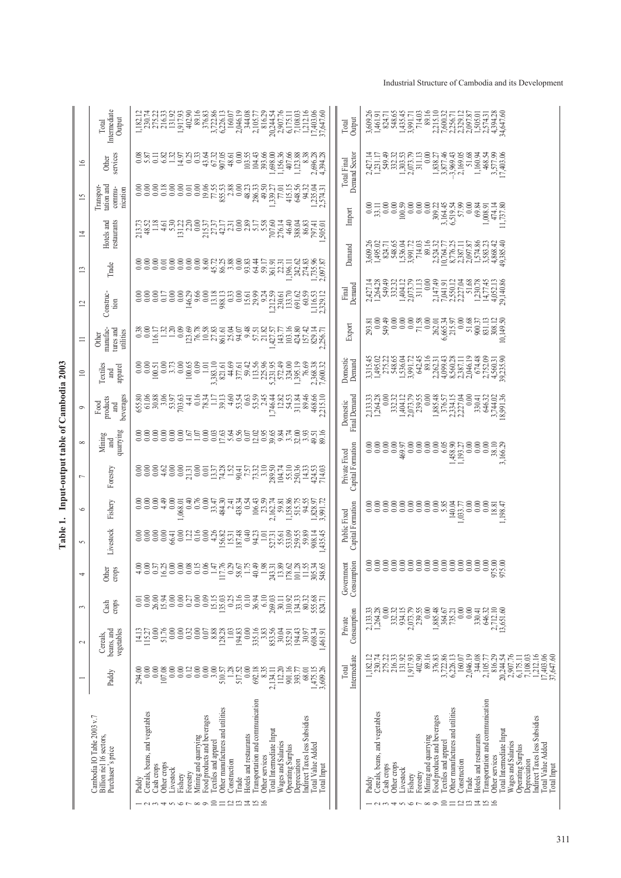**Table 1. Input-output table of Cambodia 2003**

| | Cambodia IO Table 2003 v.7 Billion riel 16 sectors, Purchaser's price | 1 Paddy | 2 Cereals, beans, and vegetables | 3 Cash crops | 4 Other crops | 5 Livestock | 6 Fishery | 7 Forestry | 8 Mining and quarrying | 9 Food products and beverages | 10 Textiles and apparel | 11 Other manufactures and utilities | 12 Construction | 13 Trade | 14 Hotels and restaurants | 15 Transportation and communication | 16 Other services | Total Intermediate Output |
|---|---|---|---|---|---|---|---|---|---|---|---|---|---|---|---|---|---|---|
| 1 | Paddy | 294.00 | 14.13 | 0.01 | 4.00 | 0.00 | 0.00 | 0.00 | 0.00 | 655.80 | 0.00 | 0.38 | 0.00 | 0.00 | 213.73 | 0.00 | 0.08 | 1,182.12 |
| 2 | Cereals, beans, and vegetables | 0.00 | 115.27 | 0.00 | 0.00 | 0.00 | 0.00 | 0.00 | 0.00 | 61.06 | 0.00 | 0.00 | 0.00 | 0.00 | 48.52 | 0.00 | 5.87 | 230.74 |
| 3 | Cash crops | 0.00 | 0.00 | 26.00 | 0.37 | 0.00 | 0.00 | 0.00 | 0.00 | 30.88 | 100.51 | 116.17 | 0.00 | 0.00 | 1.18 | 0.00 | 0.11 | 275.22 |
| 4 | Other crops | 107.08 | 51.76 | 15.94 | 16.25 | 0.00 | 4.49 | 4.62 | 0.00 | 3.06 | 0.00 | 1.32 | 0.17 | 0.01 | 4.61 | 0.18 | 6.82 | 216.33 |
| 5 | Livestock | 0.00 | 0.00 | 0.00 | 0.00 | 66.41 | 0.00 | 0.00 | 0.00 | 53.97 | 3.73 | 1.20 | 0.00 | 0.00 | 5.30 | 0.00 | 1.32 | 131.92 |
| 6 | Fishery | 0.00 | 0.00 | 0.00 | 0.00 | 0.00 | 1,068.01 | 0.00 | 0.00 | 703.63 | 0.00 | 0.09 | 0.00 | 0.00 | 131.22 | 0.00 | 14.97 | 1,917.93 |
| 7 | Forestry | 0.12 | 0.32 | 0.27 | 0.08 | 1.22 | 0.40 | 21.31 | 1.67 | 4.41 | 100.65 | 123.69 | 146.29 | 0.00 | 2.20 | 0.01 | 0.25 | 402.90 |
| 8 | Mining and quarrying | 0.00 | 0.00 | 0.00 | 0.15 | 0.16 | 0.76 | 0.00 | 1.07 | 0.16 | 0.09 | 76.78 | 9.66 | 0.00 | 0.00 | 0.00 | 0.33 | 89.16 |
| 9 | Food products and beverages | 0.00 | 0.07 | 0.09 | 0.06 | 0.00 | 0.00 | 0.01 | 0.00 | 78.34 | 1.01 | 10.58 | 0.00 | 8.60 | 215.37 | 19.06 | 43.64 | 376.83 |
| 10 | Textiles and apparel | 3.00 | 8.88 | 15.15 | 1.47 | 4.26 | 33.47 | 13.37 | 0.03 | 1.17 | 3,383.10 | 27.83 | 13.18 | 45.72 | 27.37 | 77.55 | 67.32 | 3,722.86 |
| 11 | Other manufactures and utilities | 510.57 | 128.28 | 135.03 | 117.76 | 156.82 | 484.30 | 74.28 | 17.63 | 39.13 | 821.61 | 861.61 | 988.13 | 86.25 | 42.17 | 855.53 | 907.05 | 6,226.13 |
| 12 | Construction | 1.28 | 1.03 | 0.25 | 0.29 | 15.31 | 2.41 | 1.52 | 5.64 | 4.60 | 44.69 | 25.04 | 0.33 | 3.88 | 2.31 | 2.88 | 48.61 | 160.07 |
| 13 | Trade | 517.52 | 194.83 | 33.16 | 58.67 | 187.48 | 438.34 | 90.41 | 0.56 | 53.54 | 377.61 | 94.07 | 0.00 | 0.00 | 0.00 | 0.00 | 0.00 | 2,046.19 |
| 14 | Hotels and restaurants | 0.00 | 0.00 | 0.10 | 1.75 | 0.40 | 0.54 | 7.57 | 0.07 | 0.63 | 59.42 | 9.48 | 15.61 | 93.83 | 2.89 | 48.23 | 103.55 | 344.08 |
| 15 | Transportation and communication | 692.18 | 335.16 | 36.94 | 40.49 | 94.23 | 106.43 | 73.32 | 12.02 | 53.59 | 113.56 | 57.51 | 29.99 | 64.44 | 5.17 | 286.33 | 104.43 | 2,105.77 |
| 16 | Other services | 8.35 | 3.83 | 6.10 | 1.98 | 1.01 | 23.59 | 3.10 | 0.95 | 2.45 | 225.96 | 21.82 | 9.24 | 59.17 | 5.58 | 49.50 | 393.66 | 816.29 |
| | Total Intermediate Input | 2,134.11 | 853.56 | 269.03 | 243.31 | 527.31 | 2,162.74 | 289.50 | 39.65 | 1,746.44 | 5,231.95 | 1,427.57 | 1,212.59 | 361.91 | 707.60 | 1,339.27 | 1,698.00 | 20,244.54 |
| | Wages and Salaries | 112.20 | 30.04 | 30.11 | 13.89 | 55.61 | 59.81 | 104.74 | 9.84 | 12.82 | 572.49 | 143.77 | 230.61 | 22.31 | 276.14 | 77.01 | 1,156.36 | 2,907.76 |
| | Operating Surplus | 901.16 | 352.91 | 310.92 | 178.62 | 533.09 | 1,158.86 | 55.10 | 3.74 | 54.53 | 324.00 | 103.16 | 133.70 | 1,196.11 | 46.40 | 415.15 | 407.66 | 6,175.11 |
| | Depreciation | 393.77 | 194.43 | 134.33 | 101.28 | 259.55 | 515.75 | 250.36 | 32.00 | 311.84 | 1,395.19 | 424.80 | 691.62 | 242.62 | 388.04 | 648.56 | 1,123.88 | 7,108.03 |
| | Indirect Taxes less Subsidies | 68.01 | 30.97 | 80.32 | 11.55 | 59.89 | 94.55 | 14.33 | 3.93 | 89.46 | 76.69 | 157.42 | 60.59 | 274.83 | 86.83 | 94.32 | 8.38 | 1,212.16 |
| | Total Value Added | 1,475.15 | 608.34 | 555.68 | 305.34 | 908.14 | 1,828.97 | 424.53 | 49.51 | 468.66 | 2,368.38 | 829.14 | 1,116.53 | 1,735.96 | 797.41 | 1,235.04 | 2,696.28 | 17,403.06 |
| | Total Input | 3,609.26 | 1,461.91 | 824.71 | 548.65 | 1,435.45 | 3,991.72 | 714.03 | 89.16 | 2,215.10 | 7,600.32 | 2,256.71 | 2,329.12 | 2,097.87 | 1,505.01 | 2,574.31 | 4,394.28 | 37,647.60 |

| | | Total Intermediate | Private Consumption | Government Consumption | Public Fixed Capital Formation | Private Fixed Capital Formation | Domestic Final Demand | Domestic Demand | Export | Final Demand | Demand | Import | Total Final Demand Sector | Total Output |
|---|---|---|---|---|---|---|---|---|---|---|---|---|---|---|
| 1 | Paddy | 1,182.12 | 2,133.33 | 0.00 | 0.00 | 0.00 | 2,133.33 | 3,315.45 | 293.81 | 2,427.14 | 3,609.26 | 0.00 | 2,427.14 | 3,609.26 |
| 2 | Cereals, beans, and vegetables | 230.74 | 1,264.28 | 0.00 | 0.00 | 0.00 | 1,264.28 | 1,495.02 | 0.00 | 1,264.28 | 1,495.02 | 33.11 | 1,231.17 | 1,461.91 |
| 3 | Cash crops | 275.22 | 0.00 | 0.00 | 0.00 | 0.00 | 0.00 | 275.22 | 549.49 | 549.49 | 824.71 | 0.00 | 549.49 | 824.71 |
| 4 | Other crops | 216.33 | 332.32 | 0.00 | 0.00 | 0.00 | 332.32 | 548.65 | 0.00 | 332.32 | 548.65 | 0.00 | 332.32 | 548.65 |
| 5 | Livestock | 131.92 | 934.15 | 0.00 | 0.00 | 469.97 | 1,404.12 | 1,536.04 | 0.00 | 1,404.12 | 1,536.04 | 100.59 | 1,303.53 | 1,435.45 |
| 6 | Fishery | 1,917.93 | 2,073.79 | 0.00 | 0.00 | 0.00 | 2,073.79 | 3,991.72 | 0.00 | 2,073.79 | 3,991.72 | 0.00 | 2,073.79 | 3,991.71 |
| 7 | Forestry | 402.90 | 239.55 | 0.00 | 0.00 | 0.00 | 239.55 | 642.45 | 71.58 | 311.13 | 714.03 | 0.00 | 311.13 | 714.03 |
| 8 | Mining and quarrying | 89.16 | 0.00 | 0.00 | 0.00 | 0.00 | 0.00 | 89.16 | 0.00 | 0.00 | 89.16 | 0.00 | 0.00 | 89.16 |
| 9 | Food products and beverages | 376.83 | 1,885.48 | 0.00 | 0.00 | 0.00 | 1,885.48 | 2,262.31 | 262.01 | 2,147.49 | 2,524.32 | 309.22 | 1,838.27 | 2,215.10 |
| 10 | Textiles and apparel | 3,722.86 | 364.67 | 0.00 | 5.85 | 6.05 | 376.57 | 4,099.43 | 6,665.34 | 7,041.91 | 10,764.77 | 3,164.45 | 3,877.46 | 7,600.32 |
| 11 | Other manufactures and utilities | 6,226.13 | 735.21 | 0.00 | 140.04 | 1,458.90 | 2,334.15 | 8,560.28 | 215.97 | 2,550.12 | 8,776.25 | 6,519.54 | -3,969.43 | 2,256.71 |
| 12 | Construction | 160.07 | 0.00 | 0.00 | 1,033.77 | 1,193.27 | 2,227.04 | 2,387.11 | 0.00 | 2,227.04 | 2,387.11 | 57.99 | 2,169.05 | 2,329.12 |
| 13 | Trade | 2,046.19 | 0.00 | 0.00 | 0.00 | 0.00 | 0.00 | 2,046.19 | 51.68 | 51.68 | 2,097.87 | 0.00 | 51.68 | 2,097.87 |
| 14 | Hotels and restaurants | 344.08 | 330.41 | 0.00 | 0.00 | 0.00 | 330.41 | 674.48 | 900.37 | 1,230.78 | 1,574.86 | 69.84 | 1,160.94 | 1,505.01 |
| 15 | Transportation and communication | 2,105.77 | 646.32 | 0.00 | 0.00 | 0.00 | 646.32 | 2,752.09 | 831.13 | 1,477.45 | 3,583.23 | 1,008.91 | 468.54 | 2,574.31 |
| 16 | Other services | 816.29 | 2,712.10 | 975.00 | 18.81 | 38.10 | 3,744.02 | 4,560.31 | 308.12 | 4,052.13 | 4,868.42 | 474.14 | 3,577.99 | 4,394.28 |
| | Total Intermediate Input | 20,244.54 | 13,651.60 | 975.00 | 1,198.47 | 3,166.29 | 18,991.36 | 39,235.90 | 10,149.50 | 29,140.86 | 49,385.40 | 11,737.80 | 17,403.06 | 34,647.60 |
| | Wages and Salaries | 2,907.76 | | | | | | | | | | | | |
| | Operating Surplus | 6,175.11 | | | | | | | | | | | | |
| | Depreciation | 7,108.03 | | | | | | | | | | | | |
| | Indirect Taxes less Subsidies | 1,212.16 | | | | | | | | | | | | |
| | Total Value Added | 17,403.06 | | | | | | | | | | | | |
| | Total Input | 37,647.60 | | | | | | | | | | | | |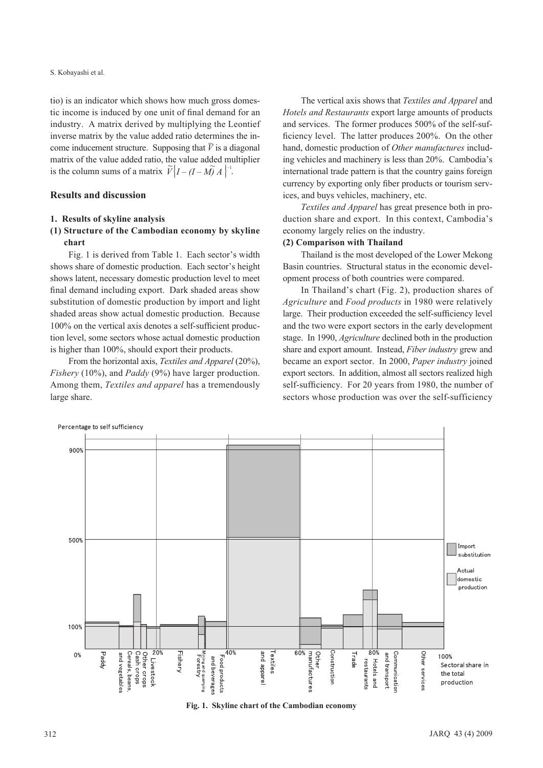tio) is an indicator which shows how much gross domestic income is induced by one unit of final demand for an industry. A matrix derived by multiplying the Leontief inverse matrix by the value added ratio determines the income inducement structure. Supposing that $\widetilde{V}$ is a diagonal matrix of the value added ratio, the value added multiplier is the column sums of a matrix $\widetilde{V}\left\{I-(I-\widetilde{M})A\right\}^{-1}$.

## Results and discussion

### 1. Results of skyline analysis

#### (1) Structure of the Cambodian economy by skyline chart

Fig. 1 is derived from Table 1. Each sector's width shows share of domestic production. Each sector's height shows latent, necessary domestic production level to meet final demand including export. Dark shaded areas show substitution of domestic production by import and light shaded areas show actual domestic production. Because 100% on the vertical axis denotes a self-sufficient production level, some sectors whose actual domestic production is higher than 100%, should export their products.

From the horizontal axis, *Textiles and Apparel* (20%), *Fishery* (10%), and *Paddy* (9%) have larger production. Among them, *Textiles and apparel* has a tremendously large share.

The vertical axis shows that *Textiles and Apparel* and *Hotels and Restaurants* export large amounts of products and services. The former produces 500% of the self-sufficiency level. The latter produces 200%. On the other hand, domestic production of *Other manufactures* including vehicles and machinery is less than 20%. Cambodia's international trade pattern is that the country gains foreign currency by exporting only fiber products or tourism services, and buys vehicles, machinery, etc.

*Textiles and Apparel* has great presence both in production share and export. In this context, Cambodia's economy largely relies on the industry.

#### (2) Comparison with Thailand

Thailand is the most developed of the Lower Mekong Basin countries. Structural status in the economic development process of both countries were compared.

In Thailand's chart (Fig. 2), production shares of *Agriculture* and *Food products* in 1980 were relatively large. Their production exceeded the self-sufficiency level and the two were export sectors in the early development stage. In 1990, *Agriculture* declined both in the production share and export amount. Instead, *Fiber industry* grew and became an export sector. In 2000, *Paper industry* joined export sectors. In addition, almost all sectors realized high self-sufficiency. For 20 years from 1980, the number of sectors whose production was over the self-sufficiency

**Fig. 1. Skyline chart of the Cambodian economy**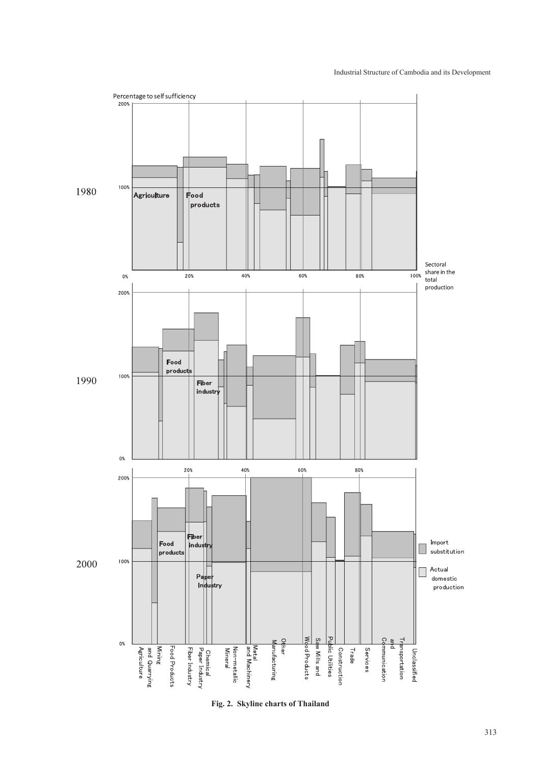Fig. 2. Skyline charts of Thailand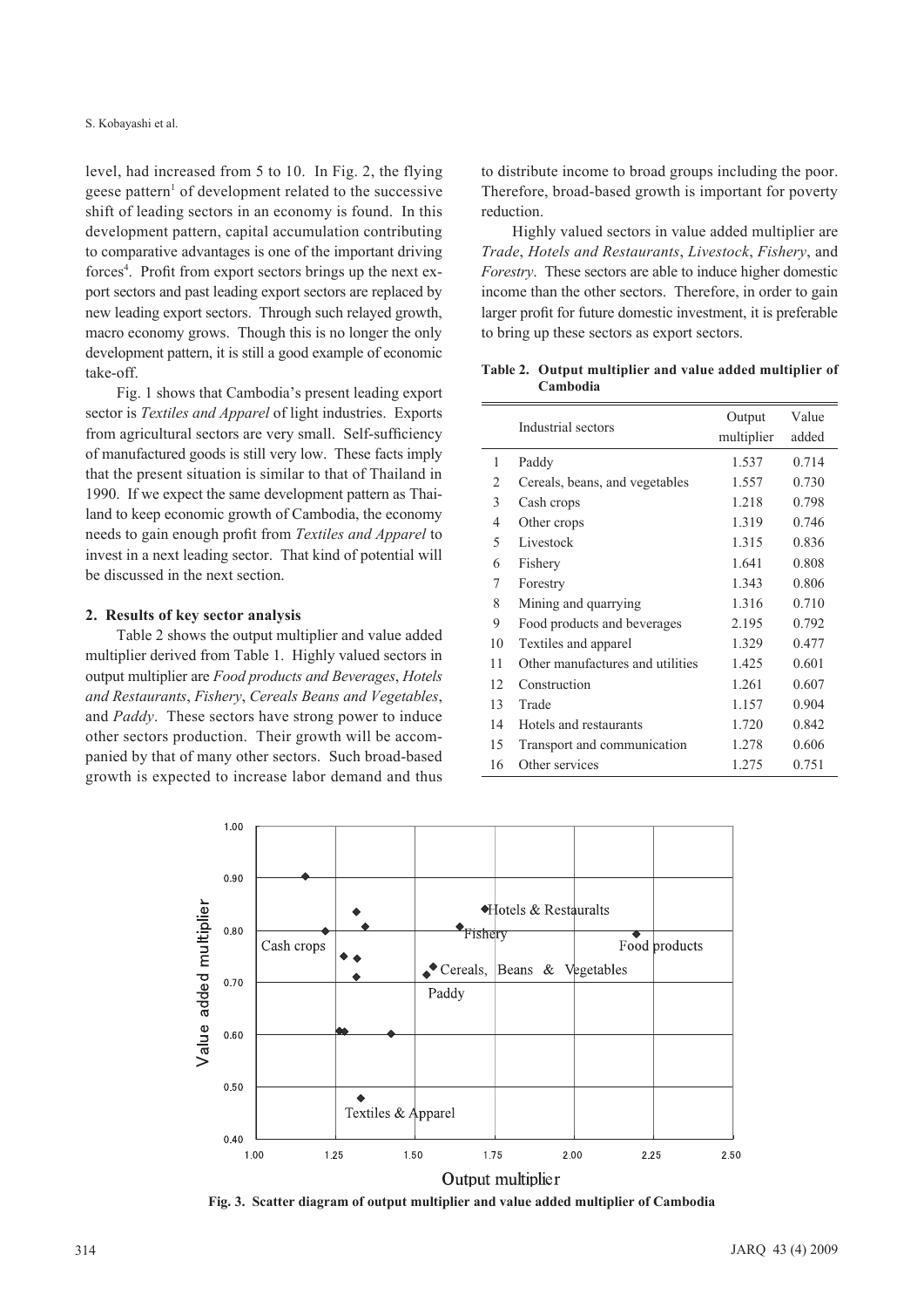level, had increased from 5 to 10. In Fig. 2, the flying geese pattern[1] of development related to the successive shift of leading sectors in an economy is found. In this development pattern, capital accumulation contributing to comparative advantages is one of the important driving forces[4]. Profit from export sectors brings up the next export sectors and past leading export sectors are replaced by new leading export sectors. Through such relayed growth, macro economy grows. Though this is no longer the only development pattern, it is still a good example of economic take-off.

Fig. 1 shows that Cambodia's present leading export sector is *Textiles and Apparel* of light industries. Exports from agricultural sectors are very small. Self-sufficiency of manufactured goods is still very low. These facts imply that the present situation is similar to that of Thailand in 1990. If we expect the same development pattern as Thailand to keep economic growth of Cambodia, the economy needs to gain enough profit from *Textiles and Apparel* to invest in a next leading sector. That kind of potential will be discussed in the next section.

## 2. Results of key sector analysis

Table 2 shows the output multiplier and value added multiplier derived from Table 1. Highly valued sectors in output multiplier are *Food products and Beverages*, *Hotels and Restaurants*, *Fishery*, *Cereals Beans and Vegetables*, and *Paddy*. These sectors have strong power to induce other sectors production. Their growth will be accompanied by that of many other sectors. Such broad-based growth is expected to increase labor demand and thus to distribute income to broad groups including the poor. Therefore, broad-based growth is important for poverty reduction.

Highly valued sectors in value added multiplier are *Trade*, *Hotels and Restaurants*, *Livestock*, *Fishery*, and *Forestry*. These sectors are able to induce higher domestic income than the other sectors. Therefore, in order to gain larger profit for future domestic investment, it is preferable to bring up these sectors as export sectors.

**Table 2. Output multiplier and value added multiplier of Cambodia**

| | Industrial sectors | Output multiplier | Value added |
|---|---|---|---|
| 1 | Paddy | 1.537 | 0.714 |
| 2 | Cereals, beans, and vegetables | 1.557 | 0.730 |
| 3 | Cash crops | 1.218 | 0.798 |
| 4 | Other crops | 1.319 | 0.746 |
| 5 | Livestock | 1.315 | 0.836 |
| 6 | Fishery | 1.641 | 0.808 |
| 7 | Forestry | 1.343 | 0.806 |
| 8 | Mining and quarrying | 1.316 | 0.710 |
| 9 | Food products and beverages | 2.195 | 0.792 |
| 10 | Textiles and apparel | 1.329 | 0.477 |
| 11 | Other manufactures and utilities | 1.425 | 0.601 |
| 12 | Construction | 1.261 | 0.607 |
| 13 | Trade | 1.157 | 0.904 |
| 14 | Hotels and restaurants | 1.720 | 0.842 |
| 15 | Transport and communication | 1.278 | 0.606 |
| 16 | Other services | 1.275 | 0.751 |

**Fig. 3. Scatter diagram of output multiplier and value added multiplier of Cambodia**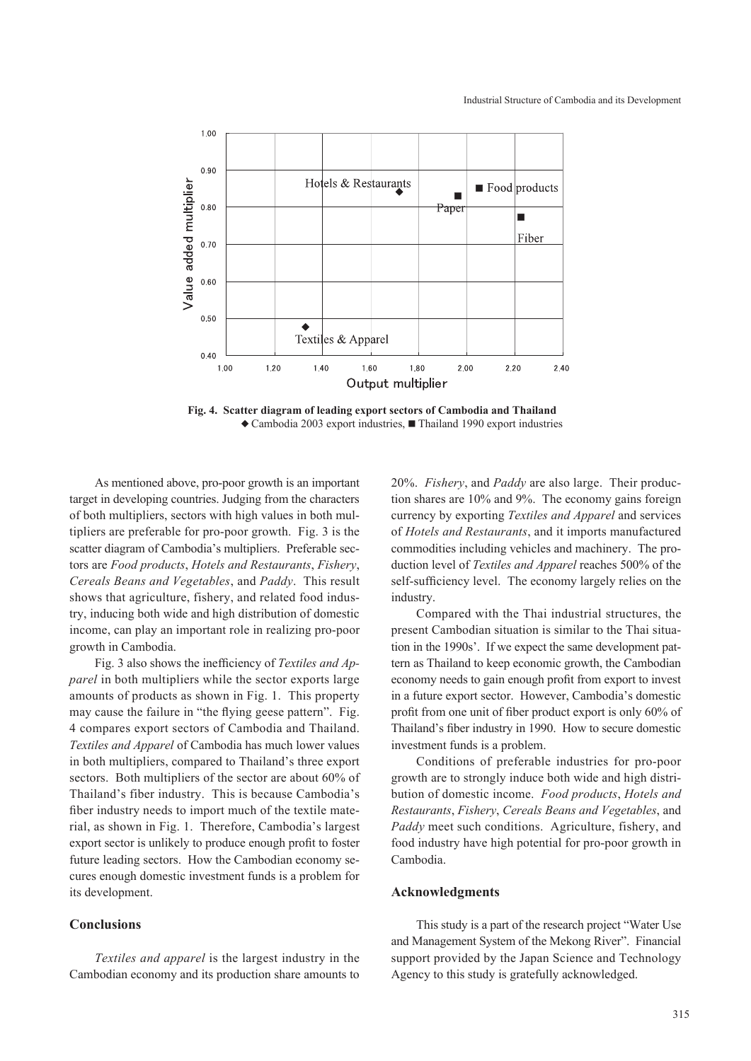Fig. 4. Scatter diagram of leading export sectors of Cambodia and Thailand
◆ Cambodia 2003 export industries, ■ Thailand 1990 export industries

As mentioned above, pro-poor growth is an important target in developing countries. Judging from the characters of both multipliers, sectors with high values in both multipliers are preferable for pro-poor growth. Fig. 3 is the scatter diagram of Cambodia's multipliers. Preferable sectors are *Food products*, *Hotels and Restaurants*, *Fishery*, *Cereals Beans and Vegetables*, and *Paddy*. This result shows that agriculture, fishery, and related food industry, inducing both wide and high distribution of domestic income, can play an important role in realizing pro-poor growth in Cambodia.

Fig. 3 also shows the inefficiency of *Textiles and Apparel* in both multipliers while the sector exports large amounts of products as shown in Fig. 1. This property may cause the failure in "the flying geese pattern". Fig. 4 compares export sectors of Cambodia and Thailand. *Textiles and Apparel* of Cambodia has much lower values in both multipliers, compared to Thailand's three export sectors. Both multipliers of the sector are about 60% of Thailand's fiber industry. This is because Cambodia's fiber industry needs to import much of the textile material, as shown in Fig. 1. Therefore, Cambodia's largest export sector is unlikely to produce enough profit to foster future leading sectors. How the Cambodian economy secures enough domestic investment funds is a problem for its development.

## Conclusions

*Textiles and apparel* is the largest industry in the Cambodian economy and its production share amounts to 20%. *Fishery*, and *Paddy* are also large. Their production shares are 10% and 9%. The economy gains foreign currency by exporting *Textiles and Apparel* and services of *Hotels and Restaurants*, and it imports manufactured commodities including vehicles and machinery. The production level of *Textiles and Apparel* reaches 500% of the self-sufficiency level. The economy largely relies on the industry.

Compared with the Thai industrial structures, the present Cambodian situation is similar to the Thai situation in the 1990s'. If we expect the same development pattern as Thailand to keep economic growth, the Cambodian economy needs to gain enough profit from export to invest in a future export sector. However, Cambodia's domestic profit from one unit of fiber product export is only 60% of Thailand's fiber industry in 1990. How to secure domestic investment funds is a problem.

Conditions of preferable industries for pro-poor growth are to strongly induce both wide and high distribution of domestic income. *Food products*, *Hotels and Restaurants*, *Fishery*, *Cereals Beans and Vegetables*, and *Paddy* meet such conditions. Agriculture, fishery, and food industry have high potential for pro-poor growth in Cambodia.

## Acknowledgments

This study is a part of the research project "Water Use and Management System of the Mekong River". Financial support provided by the Japan Science and Technology Agency to this study is gratefully acknowledged.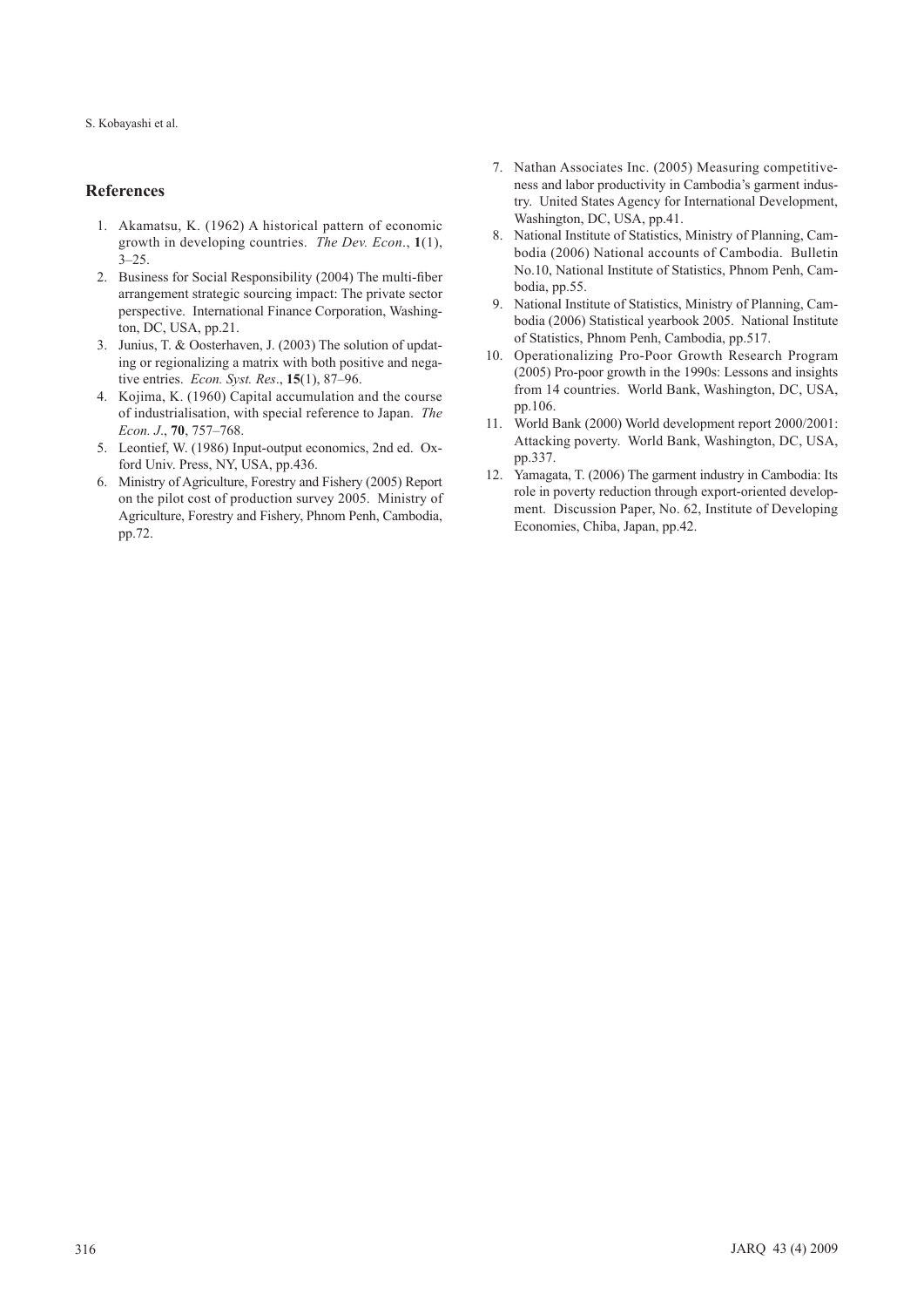## References

1. Akamatsu, K. (1962) A historical pattern of economic growth in developing countries. *The Dev. Econ*., **1**(1), 3–25.
2. Business for Social Responsibility (2004) The multi-fiber arrangement strategic sourcing impact: The private sector perspective. International Finance Corporation, Washington, DC, USA, pp.21.
3. Junius, T. & Oosterhaven, J. (2003) The solution of updating or regionalizing a matrix with both positive and negative entries. *Econ. Syst. Res*., **15**(1), 87–96.
4. Kojima, K. (1960) Capital accumulation and the course of industrialisation, with special reference to Japan. *The Econ. J*., **70**, 757–768.
5. Leontief, W. (1986) Input-output economics, 2nd ed. Oxford Univ. Press, NY, USA, pp.436.
6. Ministry of Agriculture, Forestry and Fishery (2005) Report on the pilot cost of production survey 2005. Ministry of Agriculture, Forestry and Fishery, Phnom Penh, Cambodia, pp.72.
7. Nathan Associates Inc. (2005) Measuring competitiveness and labor productivity in Cambodia's garment industry. United States Agency for International Development, Washington, DC, USA, pp.41.
8. National Institute of Statistics, Ministry of Planning, Cambodia (2006) National accounts of Cambodia. Bulletin No.10, National Institute of Statistics, Phnom Penh, Cambodia, pp.55.
9. National Institute of Statistics, Ministry of Planning, Cambodia (2006) Statistical yearbook 2005. National Institute of Statistics, Phnom Penh, Cambodia, pp.517.
10. Operationalizing Pro-Poor Growth Research Program (2005) Pro-poor growth in the 1990s: Lessons and insights from 14 countries. World Bank, Washington, DC, USA, pp.106.
11. World Bank (2000) World development report 2000/2001: Attacking poverty. World Bank, Washington, DC, USA, pp.337.
12. Yamagata, T. (2006) The garment industry in Cambodia: Its role in poverty reduction through export-oriented development. Discussion Paper, No. 62, Institute of Developing Economies, Chiba, Japan, pp.42.